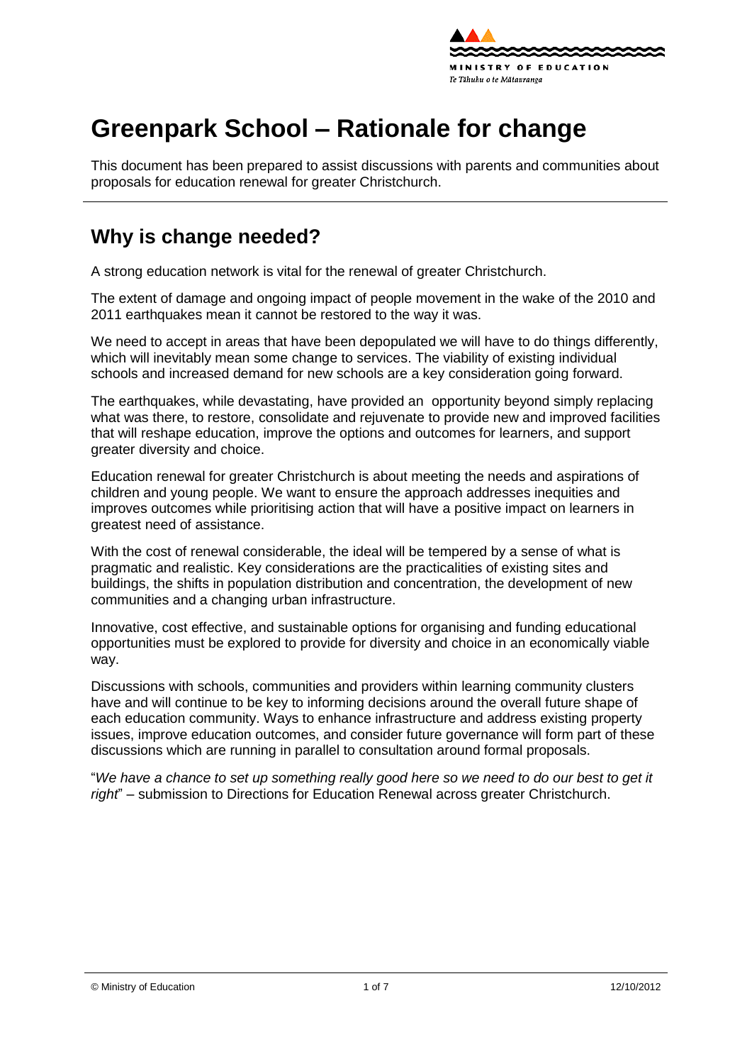# Greenpark School – Rationale for change

This document has been prepared to assist discussions with parents and communities about proposals for education renewal for greater Christchurch.

## Why is change needed?

A strong education network is vital for the renewal of greater Christchurch.

The extent of damage and ongoing impact of people movement in the wake of the 2010 and 2011 earthquakes mean it cannot be restored to the way it was.

We need to accept in areas that have been depopulated we will have to do things differently, which will inevitably mean some change to services. The viability of existing individual schools and increased demand for new schools are a key consideration going forward.

The earthquakes, while devastating, have provided an opportunity beyond simply replacing what was there, to restore, consolidate and rejuvenate to provide new and improved facilities that will reshape education, improve the options and outcomes for learners, and support greater diversity and choice.

Education renewal for greater Christchurch is about meeting the needs and aspirations of children and young people. We want to ensure the approach addresses inequities and improves outcomes while prioritising action that will have a positive impact on learners in greatest need of assistance.

With the cost of renewal considerable, the ideal will be tempered by a sense of what is pragmatic and realistic. Key considerations are the practicalities of existing sites and buildings, the shifts in population distribution and concentration, the development of new communities and a changing urban infrastructure.

Innovative, cost effective, and sustainable options for organising and funding educational opportunities must be explored to provide for diversity and choice in an economically viable way.

Discussions with schools, communities and providers within learning community clusters have and will continue to be key to informing decisions around the overall future shape of each education community. Ways to enhance infrastructure and address existing property issues, improve education outcomes, and consider future governance will form part of these discussions which are running in parallel to consultation around formal proposals.

"*We have a chance to set up something really good here so we need to do our best to get it right*" – submission to Directions for Education Renewal across greater Christchurch.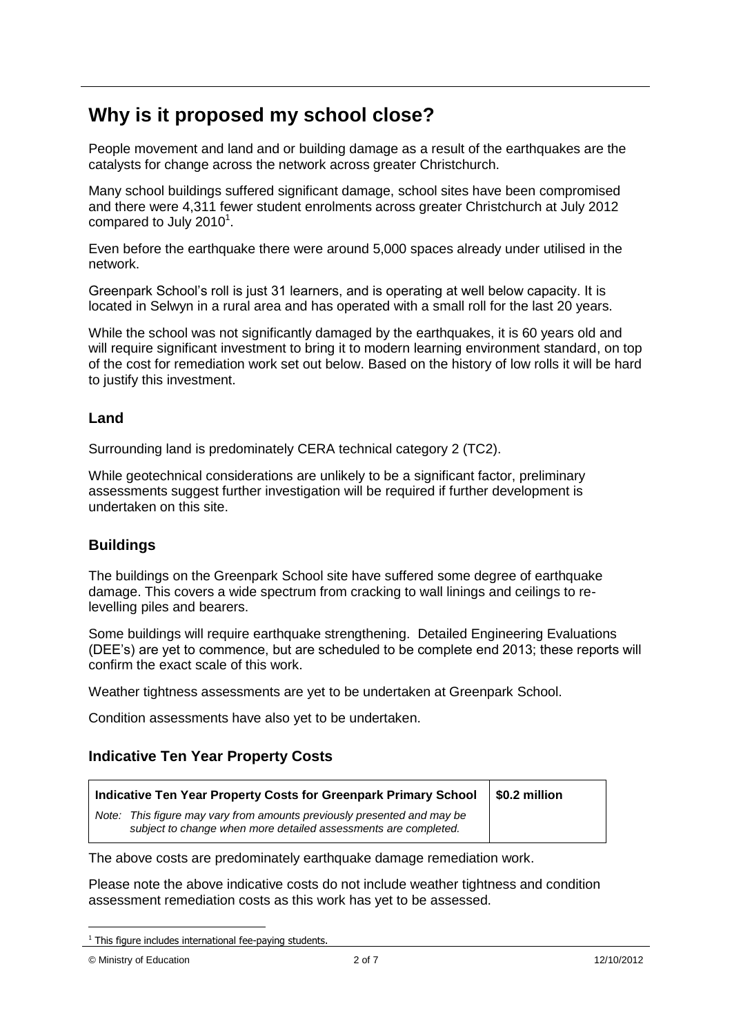# Why is it proposed my school close?

People movement and land and or building damage as a result of the earthquakes are the catalysts for change across the network across greater Christchurch.

Many school buildings suffered significant damage, school sites have been compromised and there were 4,311 fewer student enrolments across greater Christchurch at July 2012 compared to July 2010[1].

Even before the earthquake there were around 5,000 spaces already under utilised in the network.

Greenpark School's roll is just 31 learners, and is operating at well below capacity. It is located in Selwyn in a rural area and has operated with a small roll for the last 20 years.

While the school was not significantly damaged by the earthquakes, it is 60 years old and will require significant investment to bring it to modern learning environment standard, on top of the cost for remediation work set out below. Based on the history of low rolls it will be hard to justify this investment.

## Land

Surrounding land is predominately CERA technical category 2 (TC2).

While geotechnical considerations are unlikely to be a significant factor, preliminary assessments suggest further investigation will be required if further development is undertaken on this site.

## Buildings

The buildings on the Greenpark School site have suffered some degree of earthquake damage. This covers a wide spectrum from cracking to wall linings and ceilings to re-levelling piles and bearers.

Some buildings will require earthquake strengthening. Detailed Engineering Evaluations (DEE's) are yet to commence, but are scheduled to be complete end 2013; these reports will confirm the exact scale of this work.

Weather tightness assessments are yet to be undertaken at Greenpark School.

Condition assessments have also yet to be undertaken.

## Indicative Ten Year Property Costs

| **Indicative Ten Year Property Costs for Greenpark Primary School**<br>*Note: This figure may vary from amounts previously presented and may be subject to change when more detailed assessments are completed.* | **$0.2 million** |
|---|---|

The above costs are predominately earthquake damage remediation work.

Please note the above indicative costs do not include weather tightness and condition assessment remediation costs as this work has yet to be assessed.

[1] This figure includes international fee-paying students.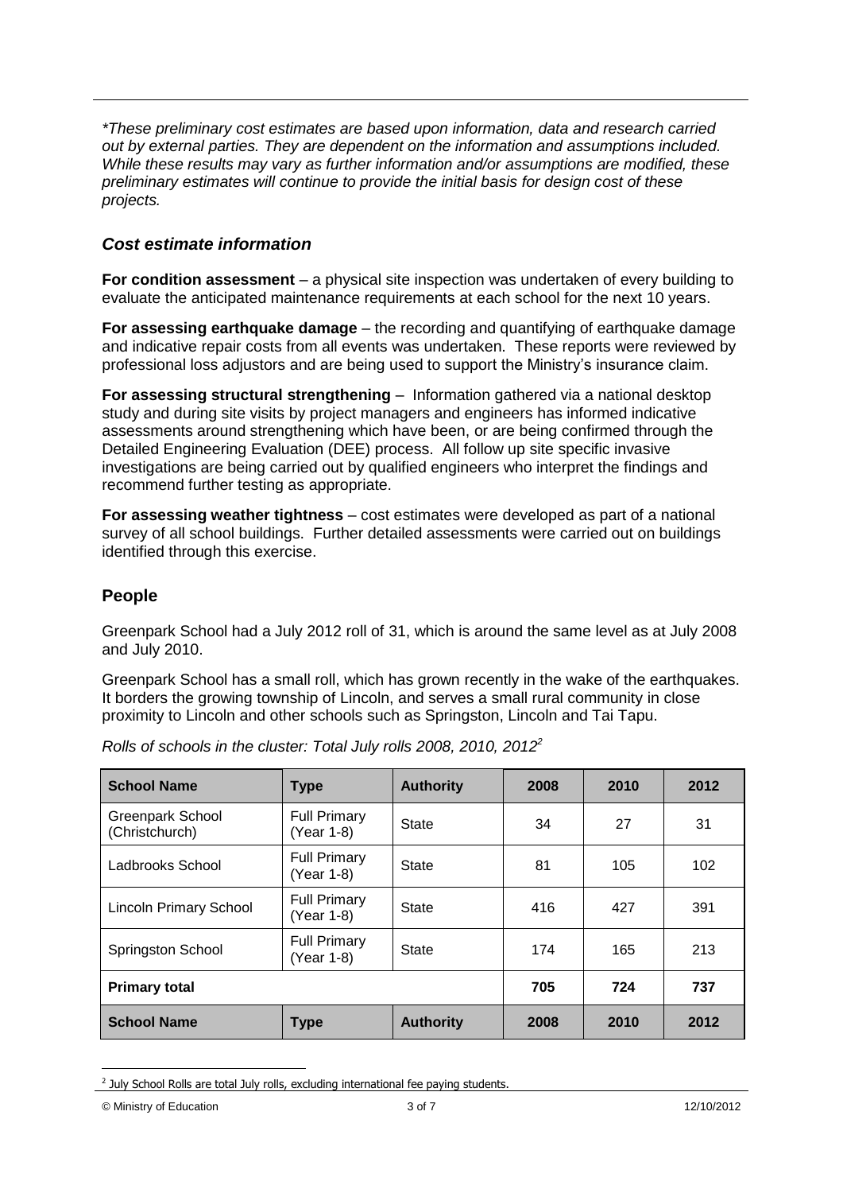*These preliminary cost estimates are based upon information, data and research carried out by external parties. They are dependent on the information and assumptions included. While these results may vary as further information and/or assumptions are modified, these preliminary estimates will continue to provide the initial basis for design cost of these projects.*

### *Cost estimate information*

**For condition assessment** – a physical site inspection was undertaken of every building to evaluate the anticipated maintenance requirements at each school for the next 10 years.

**For assessing earthquake damage** – the recording and quantifying of earthquake damage and indicative repair costs from all events was undertaken. These reports were reviewed by professional loss adjustors and are being used to support the Ministry's insurance claim.

**For assessing structural strengthening** – Information gathered via a national desktop study and during site visits by project managers and engineers has informed indicative assessments around strengthening which have been, or are being confirmed through the Detailed Engineering Evaluation (DEE) process. All follow up site specific invasive investigations are being carried out by qualified engineers who interpret the findings and recommend further testing as appropriate.

**For assessing weather tightness** – cost estimates were developed as part of a national survey of all school buildings. Further detailed assessments were carried out on buildings identified through this exercise.

## People

Greenpark School had a July 2012 roll of 31, which is around the same level as at July 2008 and July 2010.

Greenpark School has a small roll, which has grown recently in the wake of the earthquakes. It borders the growing township of Lincoln, and serves a small rural community in close proximity to Lincoln and other schools such as Springston, Lincoln and Tai Tapu.

*Rolls of schools in the cluster: Total July rolls 2008, 2010, 2012*[2]

| School Name | Type | Authority | 2008 | 2010 | 2012 |
|---|---|---|---|---|---|
| Greenpark School (Christchurch) | Full Primary (Year 1-8) | State | 34 | 27 | 31 |
| Ladbrooks School | Full Primary (Year 1-8) | State | 81 | 105 | 102 |
| Lincoln Primary School | Full Primary (Year 1-8) | State | 416 | 427 | 391 |
| Springston School | Full Primary (Year 1-8) | State | 174 | 165 | 213 |
| **Primary total** | | | **705** | **724** | **737** |
| **School Name** | **Type** | **Authority** | **2008** | **2010** | **2012** |

[2] July School Rolls are total July rolls, excluding international fee paying students.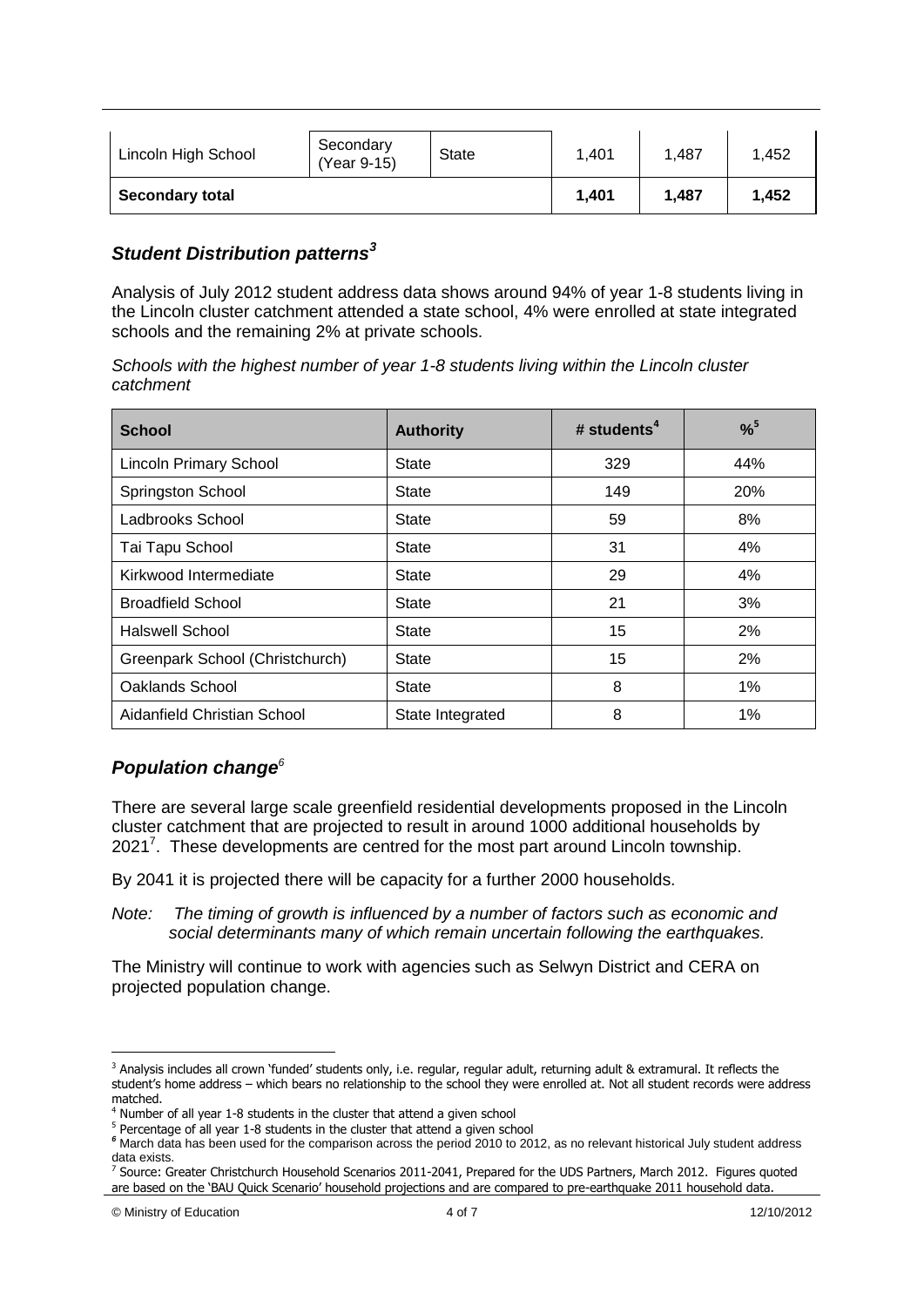| Lincoln High School | Secondary (Year 9-15) | State | 1,401 | 1,487 | 1,452 |
|---|---|---|---|---|---|
| **Secondary total** | | | **1,401** | **1,487** | **1,452** |

## *Student Distribution patterns*[3]

Analysis of July 2012 student address data shows around 94% of year 1-8 students living in the Lincoln cluster catchment attended a state school, 4% were enrolled at state integrated schools and the remaining 2% at private schools.

*Schools with the highest number of year 1-8 students living within the Lincoln cluster catchment*

| School | Authority | # students[4] | %[5] |
|---|---|---|---|
| Lincoln Primary School | State | 329 | 44% |
| Springston School | State | 149 | 20% |
| Ladbrooks School | State | 59 | 8% |
| Tai Tapu School | State | 31 | 4% |
| Kirkwood Intermediate | State | 29 | 4% |
| Broadfield School | State | 21 | 3% |
| Halswell School | State | 15 | 2% |
| Greenpark School (Christchurch) | State | 15 | 2% |
| Oaklands School | State | 8 | 1% |
| Aidanfield Christian School | State Integrated | 8 | 1% |

## *Population change*[6]

There are several large scale greenfield residential developments proposed in the Lincoln cluster catchment that are projected to result in around 1000 additional households by 2021[7]. These developments are centred for the most part around Lincoln township.

By 2041 it is projected there will be capacity for a further 2000 households.

*Note: The timing of growth is influenced by a number of factors such as economic and social determinants many of which remain uncertain following the earthquakes.*

The Ministry will continue to work with agencies such as Selwyn District and CERA on projected population change.

---

[3] Analysis includes all crown 'funded' students only, i.e. regular, regular adult, returning adult & extramural. It reflects the student's home address – which bears no relationship to the school they were enrolled at. Not all student records were address matched.

[4] Number of all year 1-8 students in the cluster that attend a given school

[5] Percentage of all year 1-8 students in the cluster that attend a given school

[6] March data has been used for the comparison across the period 2010 to 2012, as no relevant historical July student address data exists.

[7] Source: Greater Christchurch Household Scenarios 2011-2041, Prepared for the UDS Partners, March 2012. Figures quoted are based on the 'BAU Quick Scenario' household projections and are compared to pre-earthquake 2011 household data.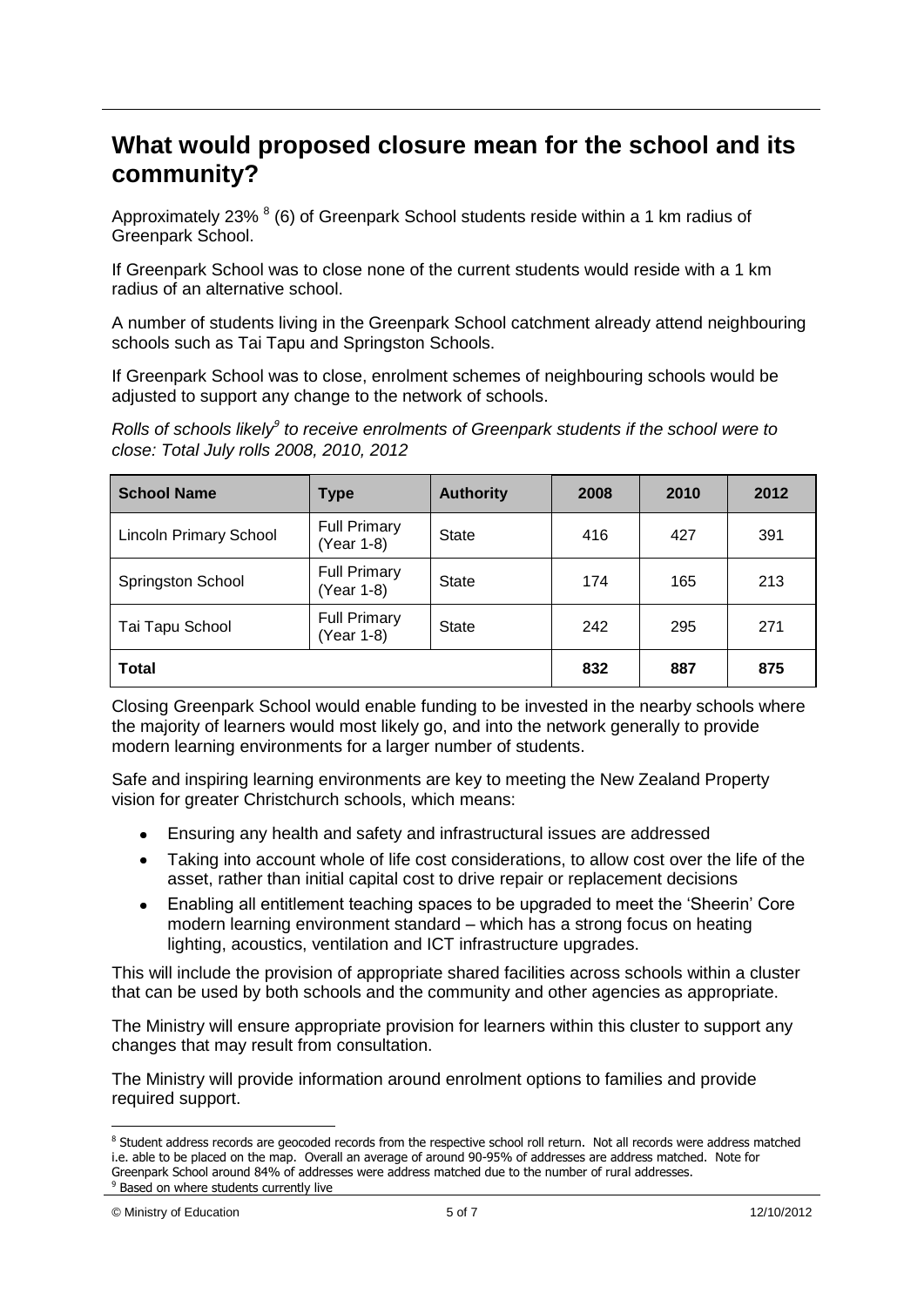## What would proposed closure mean for the school and its community?

Approximately 23% [8] (6) of Greenpark School students reside within a 1 km radius of Greenpark School.

If Greenpark School was to close none of the current students would reside with a 1 km radius of an alternative school.

A number of students living in the Greenpark School catchment already attend neighbouring schools such as Tai Tapu and Springston Schools.

If Greenpark School was to close, enrolment schemes of neighbouring schools would be adjusted to support any change to the network of schools.

*Rolls of schools likely[9] to receive enrolments of Greenpark students if the school were to close: Total July rolls 2008, 2010, 2012*

| School Name | Type | Authority | 2008 | 2010 | 2012 |
|---|---|---|---|---|---|
| Lincoln Primary School | Full Primary (Year 1-8) | State | 416 | 427 | 391 |
| Springston School | Full Primary (Year 1-8) | State | 174 | 165 | 213 |
| Tai Tapu School | Full Primary (Year 1-8) | State | 242 | 295 | 271 |
| **Total** | | | **832** | **887** | **875** |

Closing Greenpark School would enable funding to be invested in the nearby schools where the majority of learners would most likely go, and into the network generally to provide modern learning environments for a larger number of students.

Safe and inspiring learning environments are key to meeting the New Zealand Property vision for greater Christchurch schools, which means:

- Ensuring any health and safety and infrastructural issues are addressed
- Taking into account whole of life cost considerations, to allow cost over the life of the asset, rather than initial capital cost to drive repair or replacement decisions
- Enabling all entitlement teaching spaces to be upgraded to meet the 'Sheerin' Core modern learning environment standard – which has a strong focus on heating lighting, acoustics, ventilation and ICT infrastructure upgrades.

This will include the provision of appropriate shared facilities across schools within a cluster that can be used by both schools and the community and other agencies as appropriate.

The Ministry will ensure appropriate provision for learners within this cluster to support any changes that may result from consultation.

The Ministry will provide information around enrolment options to families and provide required support.

[8] Student address records are geocoded records from the respective school roll return. Not all records were address matched i.e. able to be placed on the map. Overall an average of around 90-95% of addresses are address matched. Note for Greenpark School around 84% of addresses were address matched due to the number of rural addresses.

[9] Based on where students currently live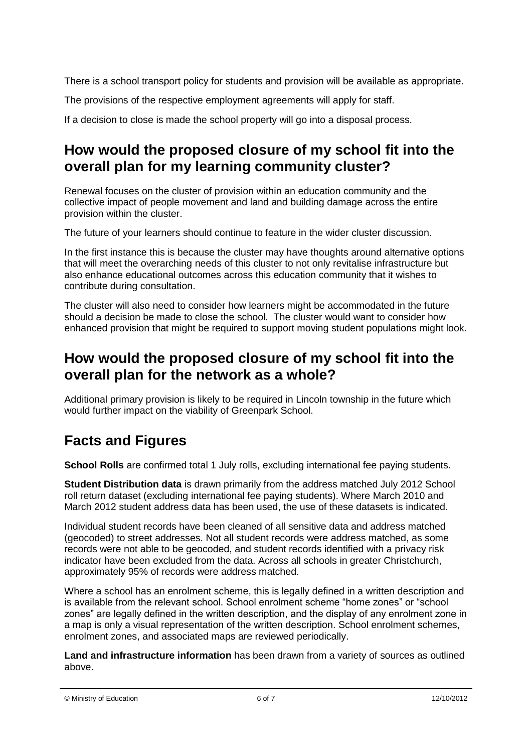There is a school transport policy for students and provision will be available as appropriate.

The provisions of the respective employment agreements will apply for staff.

If a decision to close is made the school property will go into a disposal process.

## How would the proposed closure of my school fit into the overall plan for my learning community cluster?

Renewal focuses on the cluster of provision within an education community and the collective impact of people movement and land and building damage across the entire provision within the cluster.

The future of your learners should continue to feature in the wider cluster discussion.

In the first instance this is because the cluster may have thoughts around alternative options that will meet the overarching needs of this cluster to not only revitalise infrastructure but also enhance educational outcomes across this education community that it wishes to contribute during consultation.

The cluster will also need to consider how learners might be accommodated in the future should a decision be made to close the school. The cluster would want to consider how enhanced provision that might be required to support moving student populations might look.

## How would the proposed closure of my school fit into the overall plan for the network as a whole?

Additional primary provision is likely to be required in Lincoln township in the future which would further impact on the viability of Greenpark School.

## Facts and Figures

**School Rolls** are confirmed total 1 July rolls, excluding international fee paying students.

**Student Distribution data** is drawn primarily from the address matched July 2012 School roll return dataset (excluding international fee paying students). Where March 2010 and March 2012 student address data has been used, the use of these datasets is indicated.

Individual student records have been cleaned of all sensitive data and address matched (geocoded) to street addresses. Not all student records were address matched, as some records were not able to be geocoded, and student records identified with a privacy risk indicator have been excluded from the data. Across all schools in greater Christchurch, approximately 95% of records were address matched.

Where a school has an enrolment scheme, this is legally defined in a written description and is available from the relevant school. School enrolment scheme "home zones" or "school zones" are legally defined in the written description, and the display of any enrolment zone in a map is only a visual representation of the written description. School enrolment schemes, enrolment zones, and associated maps are reviewed periodically.

**Land and infrastructure information** has been drawn from a variety of sources as outlined above.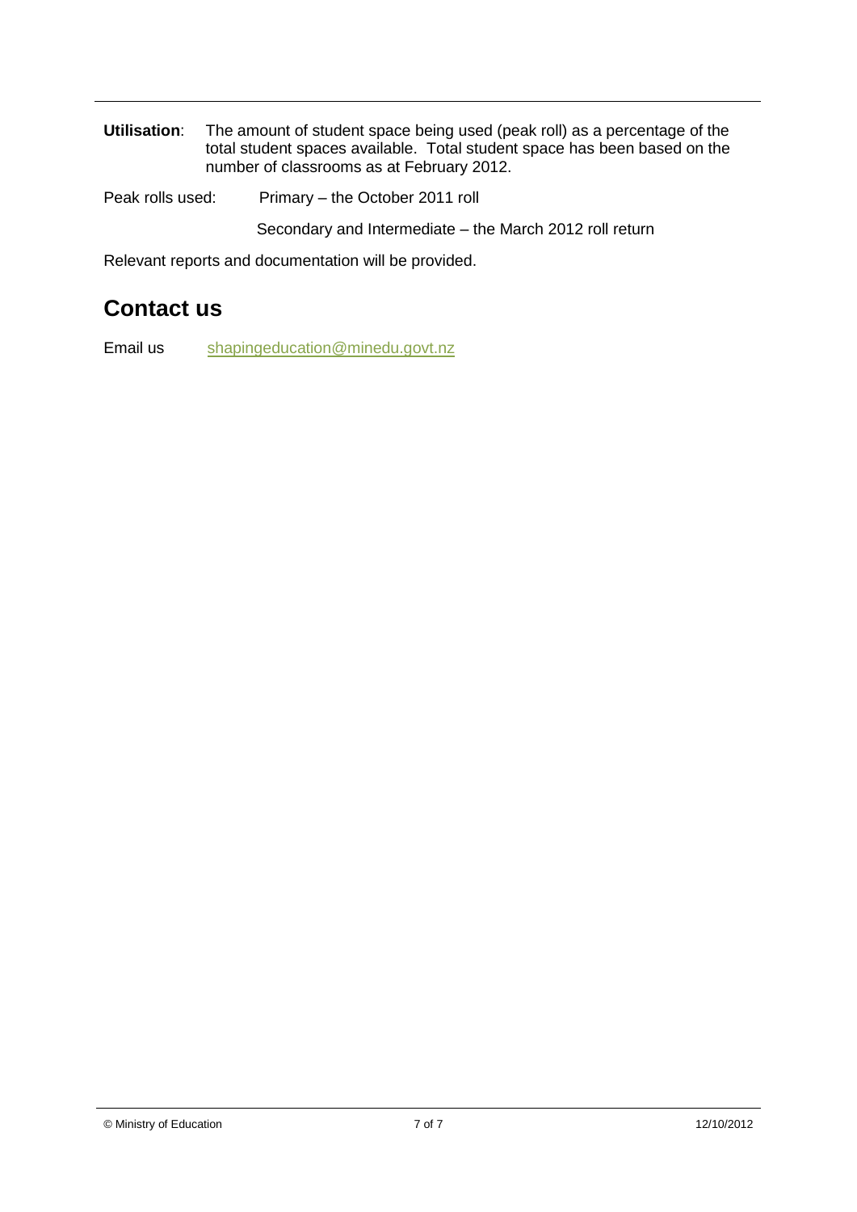**Utilisation**: The amount of student space being used (peak roll) as a percentage of the total student spaces available. Total student space has been based on the number of classrooms as at February 2012.

Peak rolls used: Primary – the October 2011 roll

Secondary and Intermediate – the March 2012 roll return

Relevant reports and documentation will be provided.

## Contact us

Email us shapingeducation@minedu.govt.nz